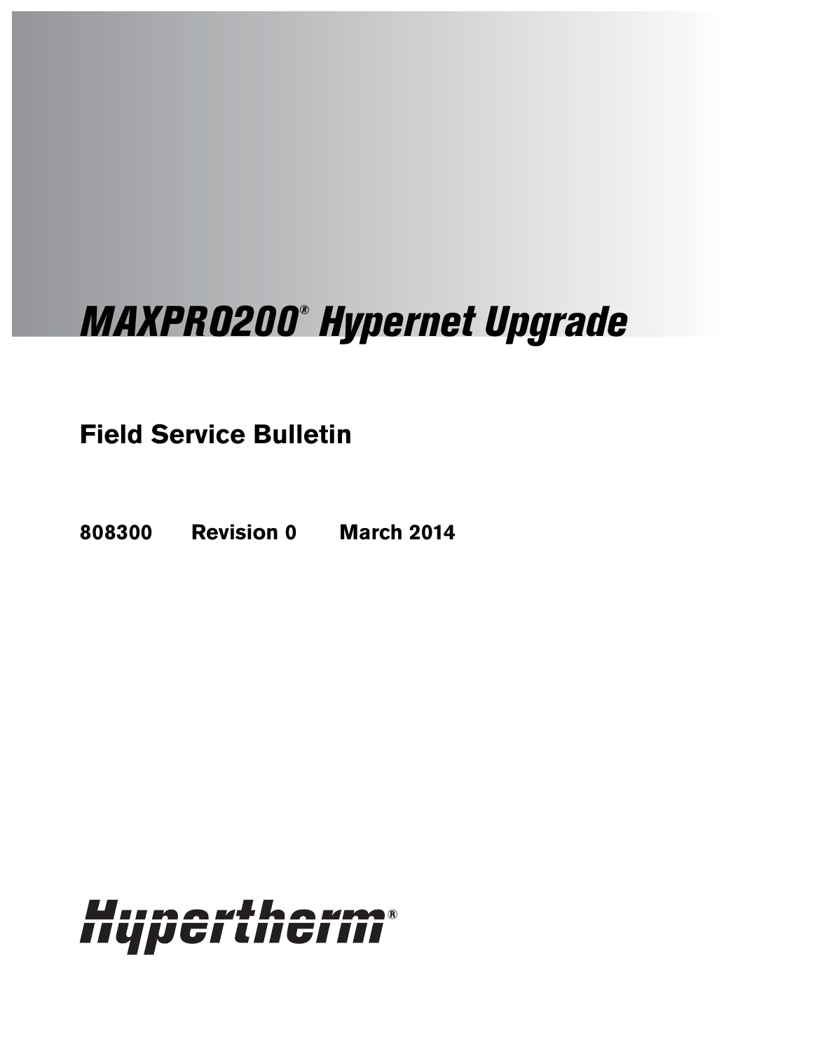# *MAXPRO200® Hypernet Upgrade*

## Field Service Bulletin

**808300 Revision 0 March 2014**

Hypertherm®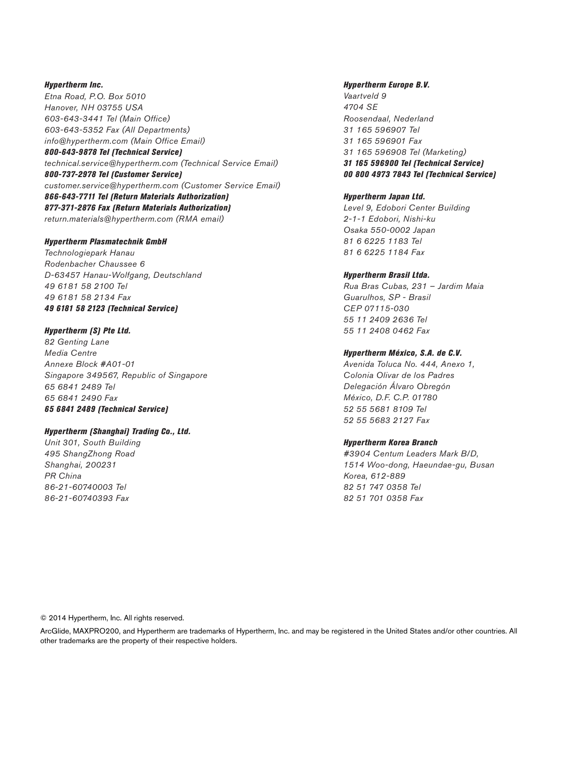***Hypertherm Inc.***
*Etna Road, P.O. Box 5010*
*Hanover, NH 03755 USA*
*603-643-3441 Tel (Main Office)*
*603-643-5352 Fax (All Departments)*
*info@hypertherm.com (Main Office Email)*
***800-643-9878 Tel (Technical Service)***
*technical.service@hypertherm.com (Technical Service Email)*
***800-737-2978 Tel (Customer Service)***
*customer.service@hypertherm.com (Customer Service Email)*
***866-643-7711 Tel (Return Materials Authorization)***
***877-371-2876 Fax (Return Materials Authorization)***
*return.materials@hypertherm.com (RMA email)*

***Hypertherm Plasmatechnik GmbH***
*Technologiepark Hanau*
*Rodenbacher Chaussee 6*
*D-63457 Hanau-Wolfgang, Deutschland*
*49 6181 58 2100 Tel*
*49 6181 58 2134 Fax*
***49 6181 58 2123 (Technical Service)***

***Hypertherm (S) Pte Ltd.***
*82 Genting Lane*
*Media Centre*
*Annexe Block #A01-01*
*Singapore 349567, Republic of Singapore*
*65 6841 2489 Tel*
*65 6841 2490 Fax*
***65 6841 2489 (Technical Service)***

***Hypertherm (Shanghai) Trading Co., Ltd.***
*Unit 301, South Building*
*495 ShangZhong Road*
*Shanghai, 200231*
*PR China*
*86-21-60740003 Tel*
*86-21-60740393 Fax*

***Hypertherm Europe B.V.***
*Vaartveld 9*
*4704 SE*
*Roosendaal, Nederland*
*31 165 596907 Tel*
*31 165 596901 Fax*
*31 165 596908 Tel (Marketing)*
***31 165 596900 Tel (Technical Service)***
***00 800 4973 7843 Tel (Technical Service)***

***Hypertherm Japan Ltd.***
*Level 9, Edobori Center Building*
*2-1-1 Edobori, Nishi-ku*
*Osaka 550-0002 Japan*
*81 6 6225 1183 Tel*
*81 6 6225 1184 Fax*

***Hypertherm Brasil Ltda.***
*Rua Bras Cubas, 231 – Jardim Maia*
*Guarulhos, SP - Brasil*
*CEP 07115-030*
*55 11 2409 2636 Tel*
*55 11 2408 0462 Fax*

***Hypertherm México, S.A. de C.V.***
*Avenida Toluca No. 444, Anexo 1,*
*Colonia Olivar de los Padres*
*Delegación Álvaro Obregón*
*México, D.F. C.P. 01780*
*52 55 5681 8109 Tel*
*52 55 5683 2127 Fax*

***Hypertherm Korea Branch***
*#3904 Centum Leaders Mark B/D,*
*1514 Woo-dong, Haeundae-gu, Busan*
*Korea, 612-889*
*82 51 747 0358 Tel*
*82 51 701 0358 Fax*

© 2014 Hypertherm, Inc. All rights reserved.

ArcGlide, MAXPRO200, and Hypertherm are trademarks of Hypertherm, Inc. and may be registered in the United States and/or other countries. All other trademarks are the property of their respective holders.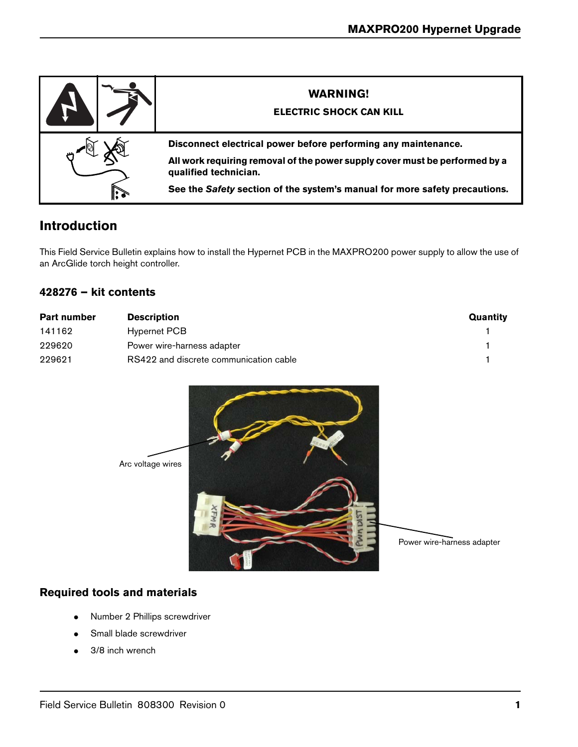**WARNING!**

**ELECTRIC SHOCK CAN KILL**

**Disconnect electrical power before performing any maintenance.**

**All work requiring removal of the power supply cover must be performed by a qualified technician.**

**See the *Safety* section of the system's manual for more safety precautions.**

## Introduction

This Field Service Bulletin explains how to install the Hypernet PCB in the MAXPRO200 power supply to allow the use of an ArcGlide torch height controller.

### 428276 – kit contents

| Part number | Description | Quantity |
|---|---|---|
| 141162 | Hypernet PCB | 1 |
| 229620 | Power wire-harness adapter | 1 |
| 229621 | RS422 and discrete communication cable | 1 |

Arc voltage wires

Power wire-harness adapter

### Required tools and materials

- Number 2 Phillips screwdriver
- Small blade screwdriver
- 3/8 inch wrench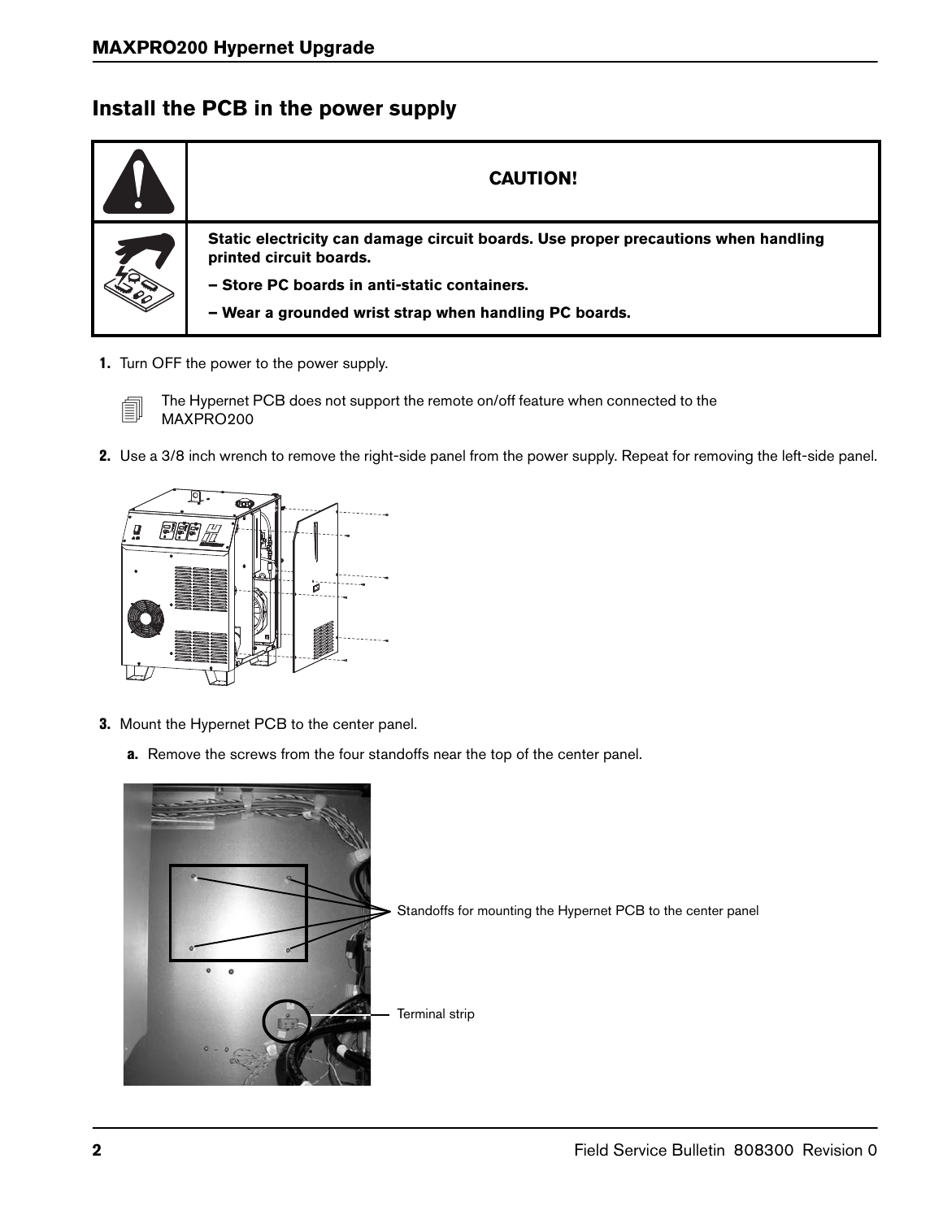## Install the PCB in the power supply

| | CAUTION! |
|---|---|
| | **Static electricity can damage circuit boards. Use proper precautions when handling printed circuit boards.** <br> **– Store PC boards in anti-static containers.** <br> **– Wear a grounded wrist strap when handling PC boards.** |

1. Turn OFF the power to the power supply.

   The Hypernet PCB does not support the remote on/off feature when connected to the MAXPRO200

2. Use a 3/8 inch wrench to remove the right-side panel from the power supply. Repeat for removing the left-side panel.

3. Mount the Hypernet PCB to the center panel.

   a. Remove the screws from the four standoffs near the top of the center panel.

Standoffs for mounting the Hypernet PCB to the center panel

Terminal strip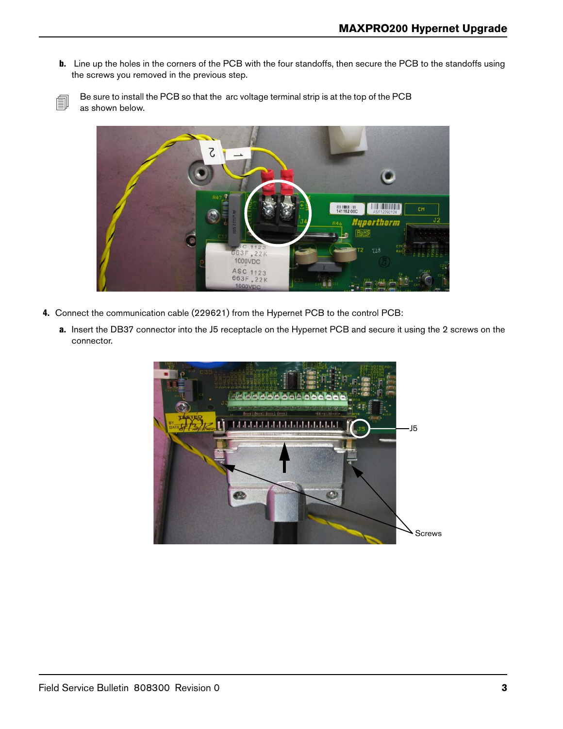**b.** Line up the holes in the corners of the PCB with the four standoffs, then secure the PCB to the standoffs using the screws you removed in the previous step.

Be sure to install the PCB so that the arc voltage terminal strip is at the top of the PCB as shown below.

**4.** Connect the communication cable (229621) from the Hypernet PCB to the control PCB:

**a.** Insert the DB37 connector into the J5 receptacle on the Hypernet PCB and secure it using the 2 screws on the connector.

J5

Screws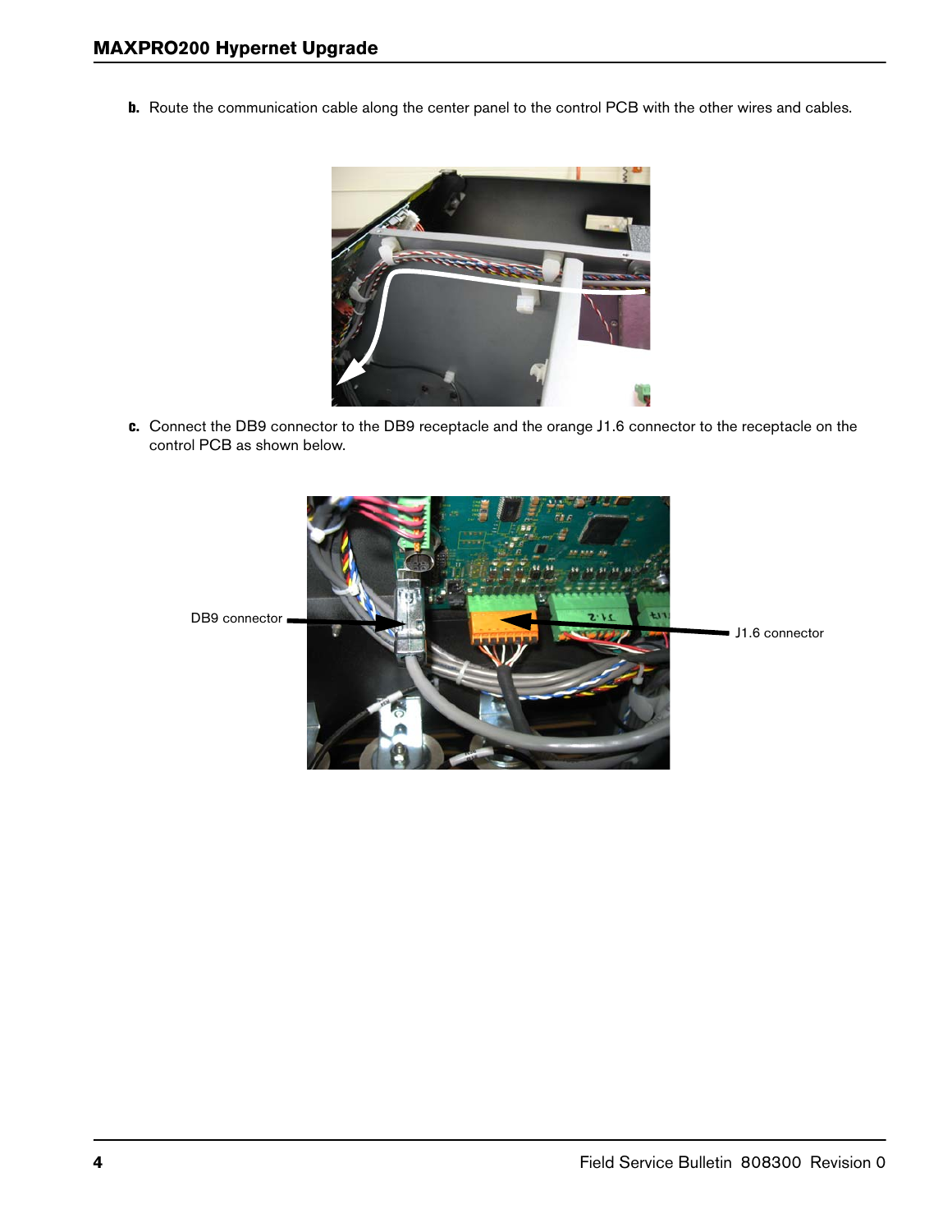b. Route the communication cable along the center panel to the control PCB with the other wires and cables.

c. Connect the DB9 connector to the DB9 receptacle and the orange J1.6 connector to the receptacle on the control PCB as shown below.

DB9 connector

J1.6 connector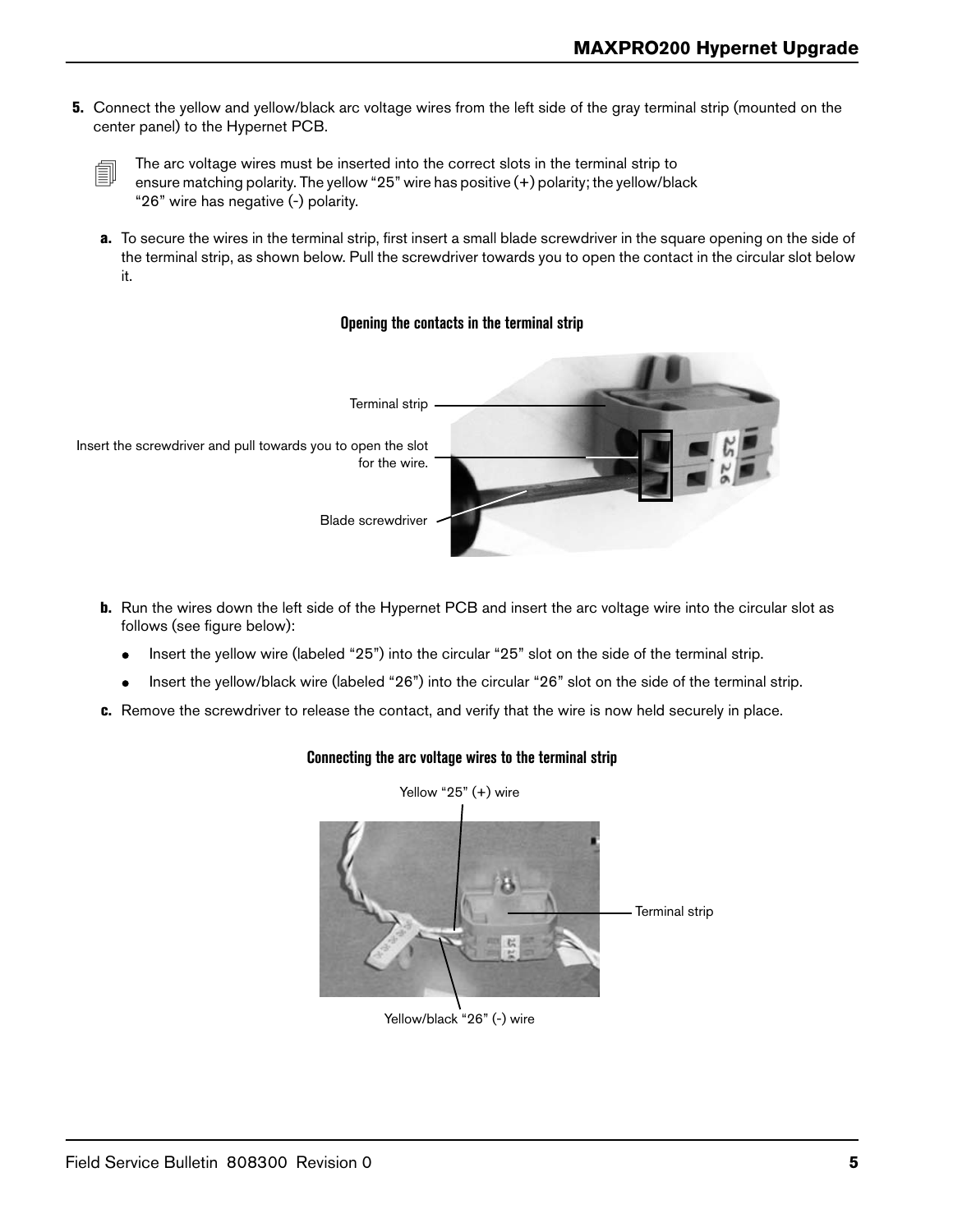**5.** Connect the yellow and yellow/black arc voltage wires from the left side of the gray terminal strip (mounted on the center panel) to the Hypernet PCB.

> The arc voltage wires must be inserted into the correct slots in the terminal strip to ensure matching polarity. The yellow "25" wire has positive (+) polarity; the yellow/black "26" wire has negative (-) polarity.

**a.** To secure the wires in the terminal strip, first insert a small blade screwdriver in the square opening on the side of the terminal strip, as shown below. Pull the screwdriver towards you to open the contact in the circular slot below it.

**Opening the contacts in the terminal strip**

Terminal strip

Insert the screwdriver and pull towards you to open the slot for the wire.

Blade screwdriver

**b.** Run the wires down the left side of the Hypernet PCB and insert the arc voltage wire into the circular slot as follows (see figure below):

- Insert the yellow wire (labeled "25") into the circular "25" slot on the side of the terminal strip.
- Insert the yellow/black wire (labeled "26") into the circular "26" slot on the side of the terminal strip.

**c.** Remove the screwdriver to release the contact, and verify that the wire is now held securely in place.

**Connecting the arc voltage wires to the terminal strip**

Yellow "25" (+) wire

Terminal strip

Yellow/black "26" (-) wire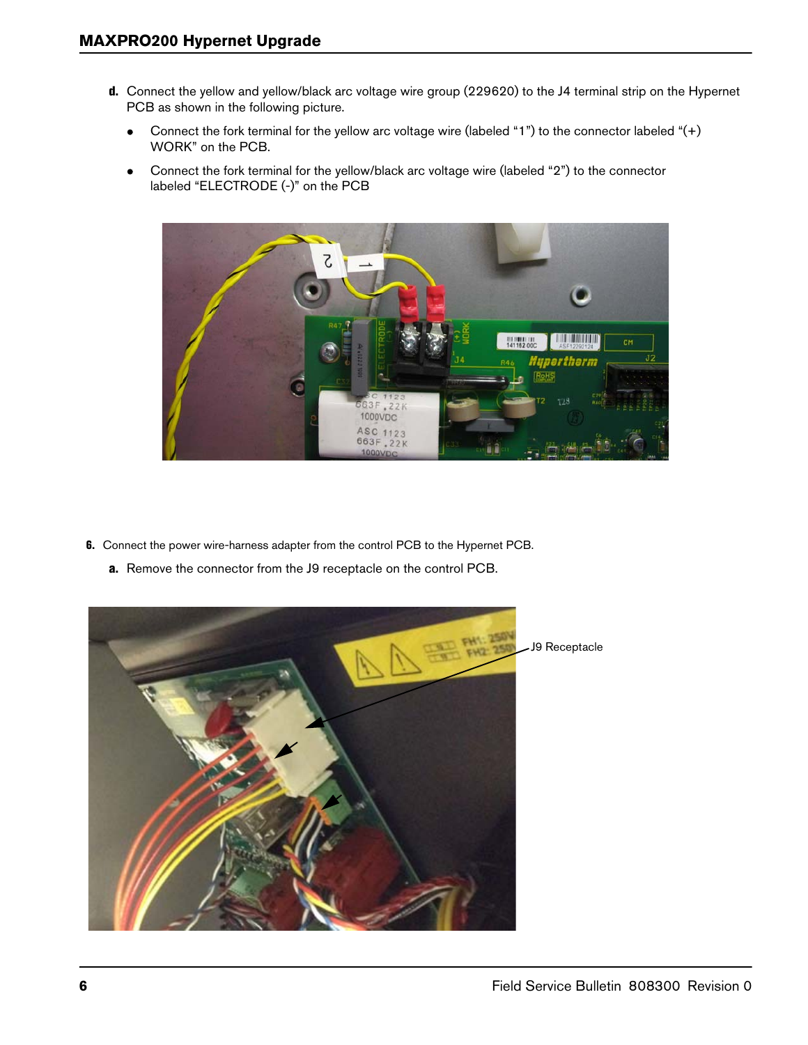d. Connect the yellow and yellow/black arc voltage wire group (229620) to the J4 terminal strip on the Hypernet PCB as shown in the following picture.

- Connect the fork terminal for the yellow arc voltage wire (labeled “1”) to the connector labeled “(+) WORK” on the PCB.
- Connect the fork terminal for the yellow/black arc voltage wire (labeled “2”) to the connector labeled “ELECTRODE (-)” on the PCB

6. Connect the power wire-harness adapter from the control PCB to the Hypernet PCB.

a. Remove the connector from the J9 receptacle on the control PCB.

J9 Receptacle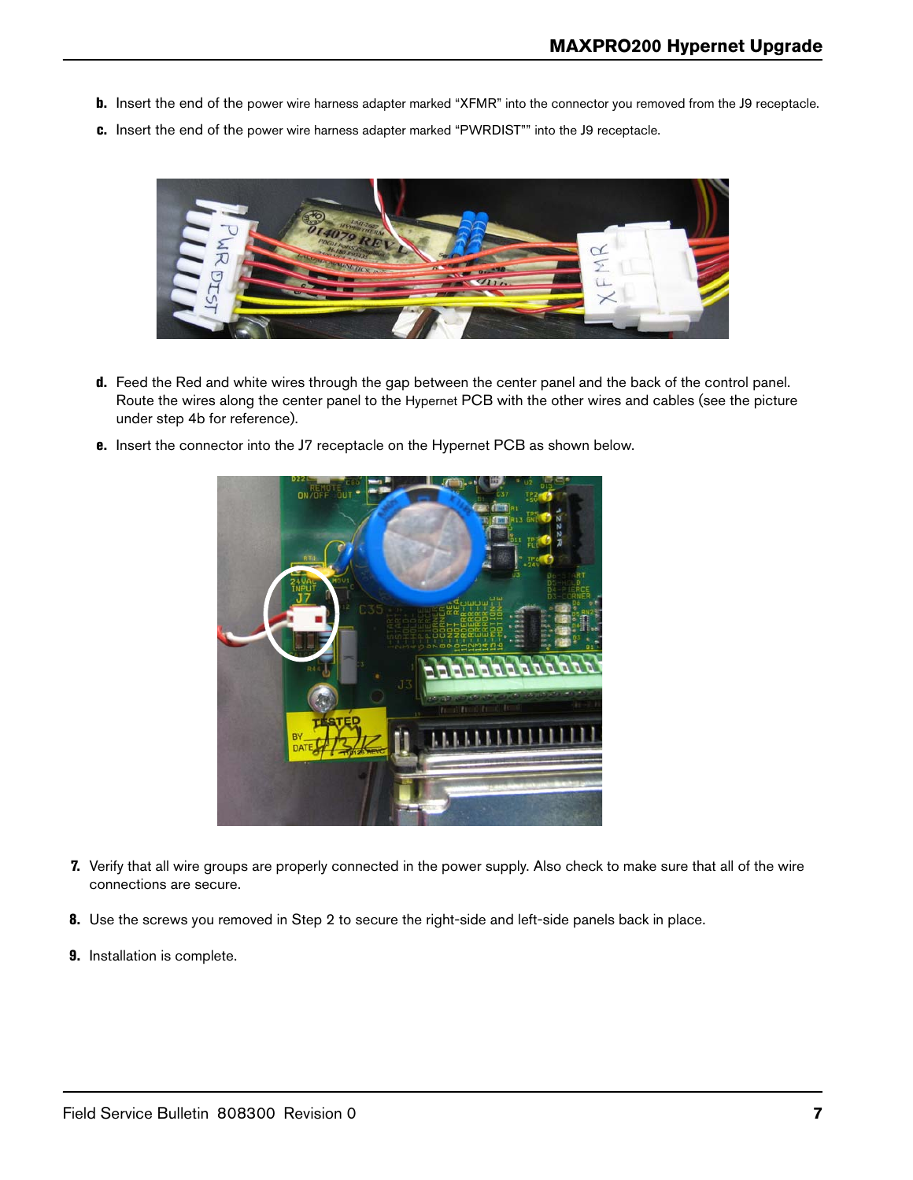b. Insert the end of the power wire harness adapter marked "XFMR" into the connector you removed from the J9 receptacle.

c. Insert the end of the power wire harness adapter marked "PWRDIST"" into the J9 receptacle.

d. Feed the Red and white wires through the gap between the center panel and the back of the control panel. Route the wires along the center panel to the Hypernet PCB with the other wires and cables (see the picture under step 4b for reference).

e. Insert the connector into the J7 receptacle on the Hypernet PCB as shown below.

7. Verify that all wire groups are properly connected in the power supply. Also check to make sure that all of the wire connections are secure.

8. Use the screws you removed in Step 2 to secure the right-side and left-side panels back in place.

9. Installation is complete.